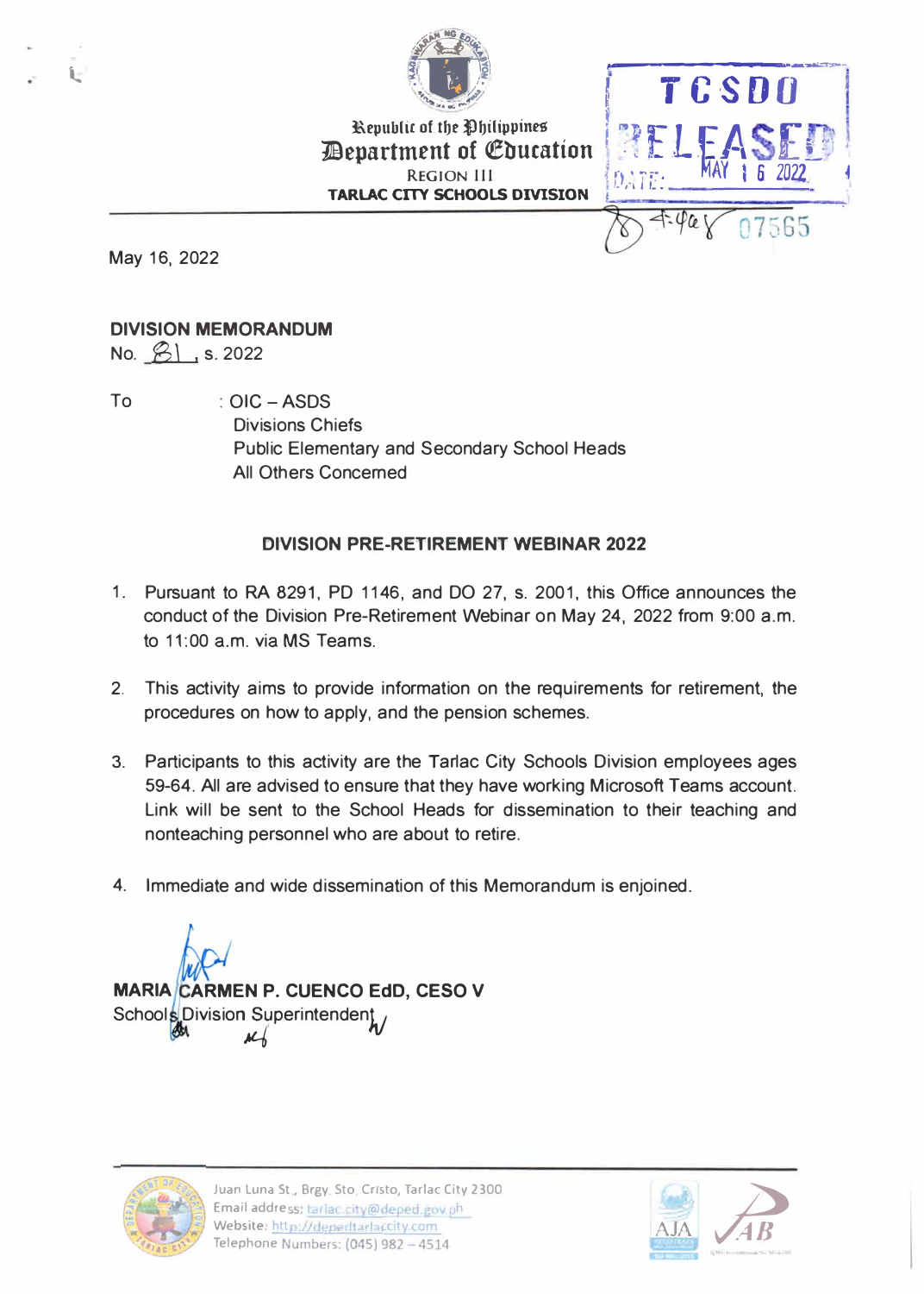Republic of the Philippines
**Department of Education**
REGION III
**TARLAC CITY SCHOOLS DIVISION**

TCSDO
RELEASED
DATE: MAY 16 2022
07565

May 16, 2022

**DIVISION MEMORANDUM**
No. 81, s. 2022

To : OIC – ASDS
Divisions Chiefs
Public Elementary and Secondary School Heads
All Others Concerned

**DIVISION PRE-RETIREMENT WEBINAR 2022**

1. Pursuant to RA 8291, PD 1146, and DO 27, s. 2001, this Office announces the conduct of the Division Pre-Retirement Webinar on May 24, 2022 from 9:00 a.m. to 11:00 a.m. via MS Teams.

2. This activity aims to provide information on the requirements for retirement, the procedures on how to apply, and the pension schemes.

3. Participants to this activity are the Tarlac City Schools Division employees ages 59-64. All are advised to ensure that they have working Microsoft Teams account. Link will be sent to the School Heads for dissemination to their teaching and nonteaching personnel who are about to retire.

4. Immediate and wide dissemination of this Memorandum is enjoined.

**MARIA CARMEN P. CUENCO EdD, CESO V**
Schools Division Superintendent

Juan Luna St., Brgy. Sto. Cristo, Tarlac City 2300
Email address: tarlac.city@deped.gov.ph
Website: http://depedtarlaccity.com
Telephone Numbers: (045) 982 – 4514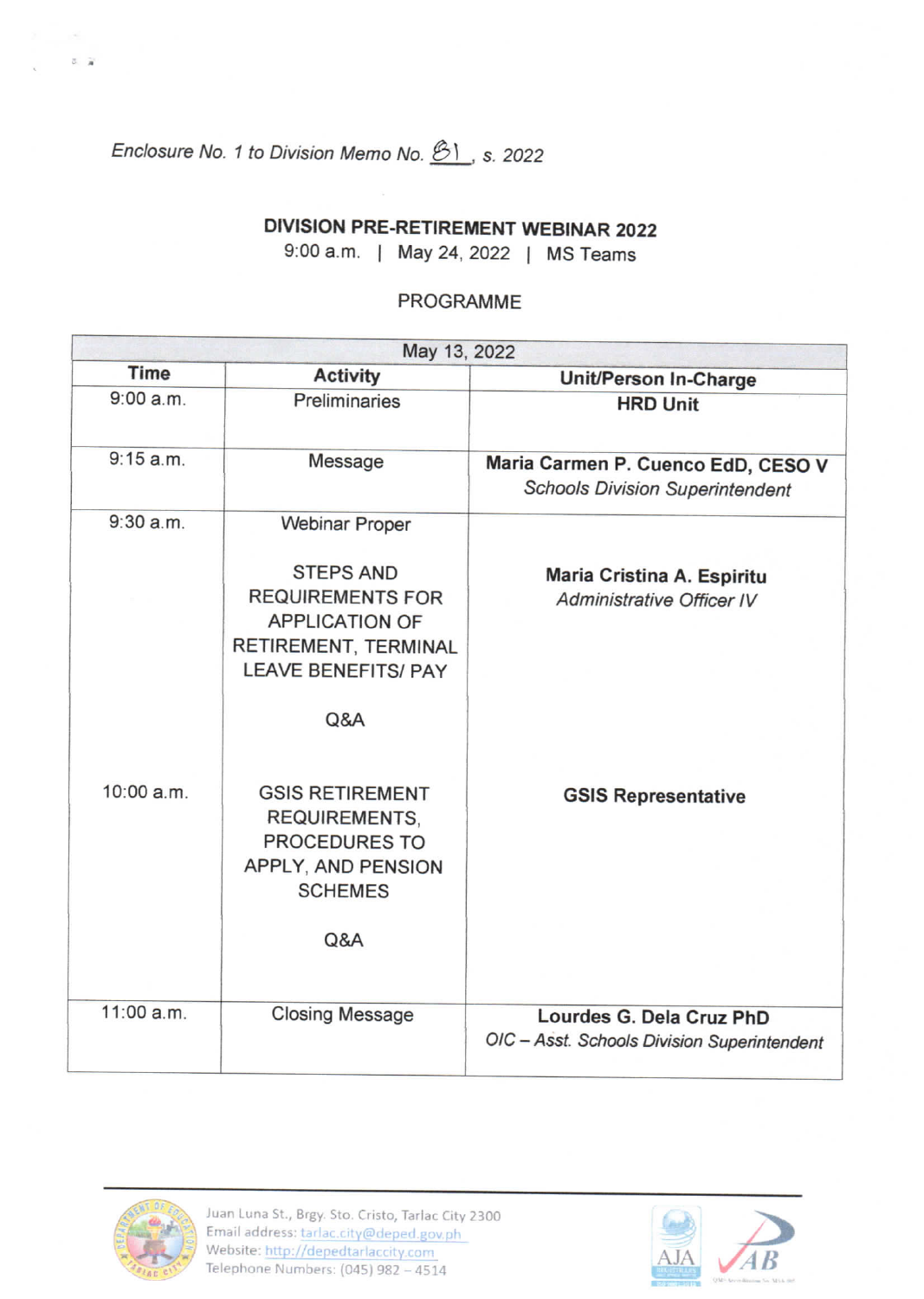*Enclosure No. 1 to Division Memo No. 81, s. 2022*

**DIVISION PRE-RETIREMENT WEBINAR 2022**

9:00 a.m. | May 24, 2022 | MS Teams

PROGRAMME

| May 13, 2022 | | |
|---|---|---|
| **Time** | **Activity** | **Unit/Person In-Charge** |
| 9:00 a.m. | Preliminaries | **HRD Unit** |
| 9:15 a.m. | Message | **Maria Carmen P. Cuenco EdD, CESO V**<br>*Schools Division Superintendent* |
| 9:30 a.m. | Webinar Proper<br><br>STEPS AND REQUIREMENTS FOR APPLICATION OF RETIREMENT, TERMINAL LEAVE BENEFITS/ PAY<br><br>Q&A | **Maria Cristina A. Espiritu**<br>*Administrative Officer IV* |
| 10:00 a.m. | GSIS RETIREMENT REQUIREMENTS, PROCEDURES TO APPLY, AND PENSION SCHEMES<br><br>Q&A | **GSIS Representative** |
| 11:00 a.m. | Closing Message | **Lourdes G. Dela Cruz PhD**<br>*OIC – Asst. Schools Division Superintendent* |

Juan Luna St., Brgy. Sto. Cristo, Tarlac City 2300
Email address: tarlac.city@deped.gov.ph
Website: http://depedtarlaccity.com
Telephone Numbers: (045) 982 – 4514